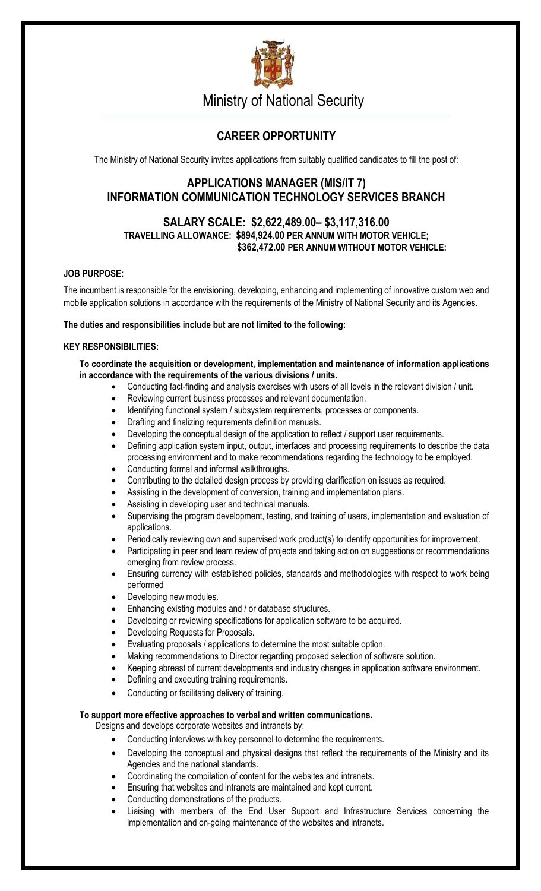# Ministry of National Security

## CAREER OPPORTUNITY

The Ministry of National Security invites applications from suitably qualified candidates to fill the post of:

## APPLICATIONS MANAGER (MIS/IT 7)
## INFORMATION COMMUNICATION TECHNOLOGY SERVICES BRANCH

### SALARY SCALE: $2,622,489.00– $3,117,316.00
**TRAVELLING ALLOWANCE: $894,924.00 PER ANNUM WITH MOTOR VEHICLE;**
**$362,472.00 PER ANNUM WITHOUT MOTOR VEHICLE:**

**JOB PURPOSE:**

The incumbent is responsible for the envisioning, developing, enhancing and implementing of innovative custom web and mobile application solutions in accordance with the requirements of the Ministry of National Security and its Agencies.

**The duties and responsibilities include but are not limited to the following:**

**KEY RESPONSIBILITIES:**

**To coordinate the acquisition or development, implementation and maintenance of information applications in accordance with the requirements of the various divisions / units.**

- Conducting fact-finding and analysis exercises with users of all levels in the relevant division / unit.
- Reviewing current business processes and relevant documentation.
- Identifying functional system / subsystem requirements, processes or components.
- Drafting and finalizing requirements definition manuals.
- Developing the conceptual design of the application to reflect / support user requirements.
- Defining application system input, output, interfaces and processing requirements to describe the data processing environment and to make recommendations regarding the technology to be employed.
- Conducting formal and informal walkthroughs.
- Contributing to the detailed design process by providing clarification on issues as required.
- Assisting in the development of conversion, training and implementation plans.
- Assisting in developing user and technical manuals.
- Supervising the program development, testing, and training of users, implementation and evaluation of applications.
- Periodically reviewing own and supervised work product(s) to identify opportunities for improvement.
- Participating in peer and team review of projects and taking action on suggestions or recommendations emerging from review process.
- Ensuring currency with established policies, standards and methodologies with respect to work being performed
- Developing new modules.
- Enhancing existing modules and / or database structures.
- Developing or reviewing specifications for application software to be acquired.
- Developing Requests for Proposals.
- Evaluating proposals / applications to determine the most suitable option.
- Making recommendations to Director regarding proposed selection of software solution.
- Keeping abreast of current developments and industry changes in application software environment.
- Defining and executing training requirements.
- Conducting or facilitating delivery of training.

**To support more effective approaches to verbal and written communications.**

Designs and develops corporate websites and intranets by:

- Conducting interviews with key personnel to determine the requirements.
- Developing the conceptual and physical designs that reflect the requirements of the Ministry and its Agencies and the national standards.
- Coordinating the compilation of content for the websites and intranets.
- Ensuring that websites and intranets are maintained and kept current.
- Conducting demonstrations of the products.
- Liaising with members of the End User Support and Infrastructure Services concerning the implementation and on-going maintenance of the websites and intranets.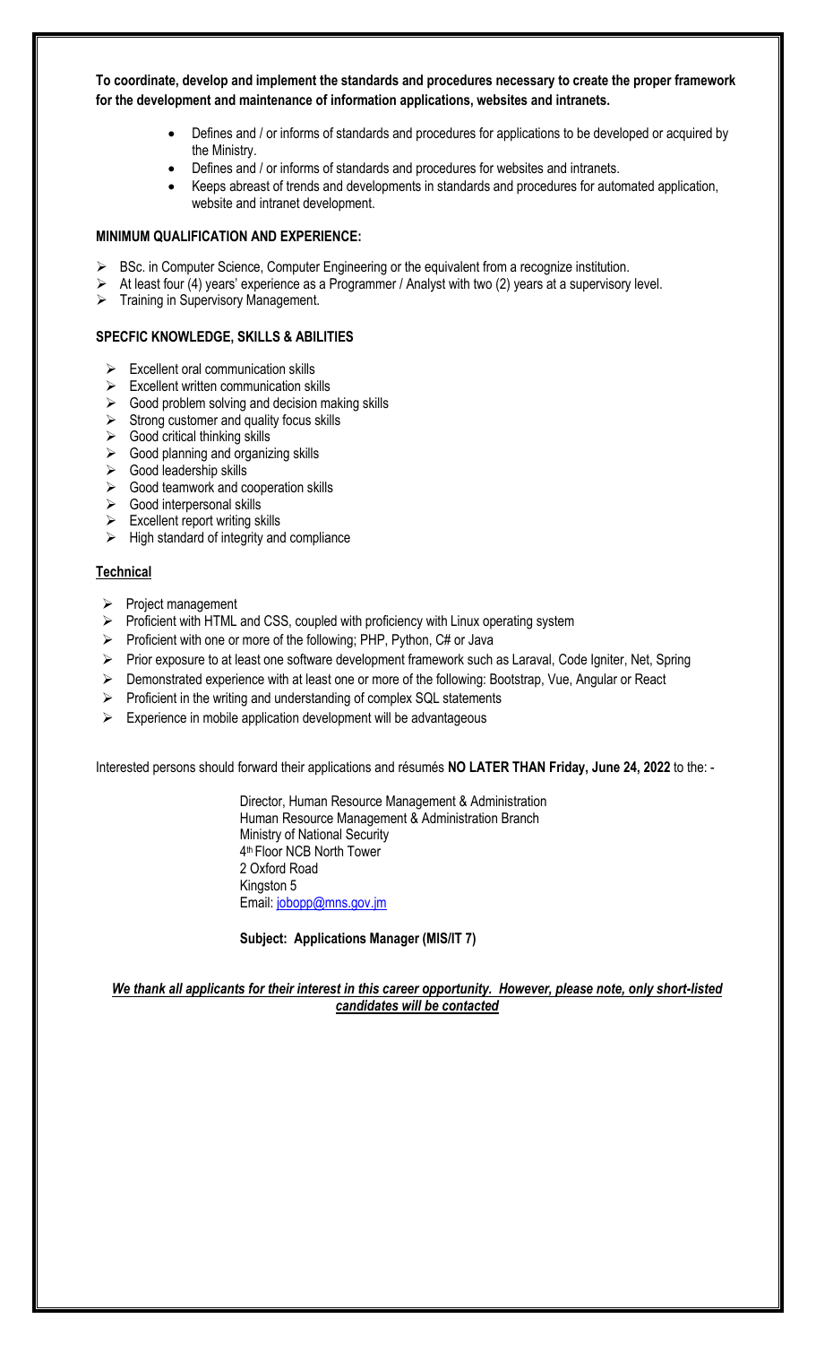**To coordinate, develop and implement the standards and procedures necessary to create the proper framework for the development and maintenance of information applications, websites and intranets.**

- Defines and / or informs of standards and procedures for applications to be developed or acquired by the Ministry.
- Defines and / or informs of standards and procedures for websites and intranets.
- Keeps abreast of trends and developments in standards and procedures for automated application, website and intranet development.

**MINIMUM QUALIFICATION AND EXPERIENCE:**

- BSc. in Computer Science, Computer Engineering or the equivalent from a recognize institution.
- At least four (4) years' experience as a Programmer / Analyst with two (2) years at a supervisory level.
- Training in Supervisory Management.

**SPECFIC KNOWLEDGE, SKILLS & ABILITIES**

- Excellent oral communication skills
- Excellent written communication skills
- Good problem solving and decision making skills
- Strong customer and quality focus skills
- Good critical thinking skills
- Good planning and organizing skills
- Good leadership skills
- Good teamwork and cooperation skills
- Good interpersonal skills
- Excellent report writing skills
- High standard of integrity and compliance

**Technical**

- Project management
- Proficient with HTML and CSS, coupled with proficiency with Linux operating system
- Proficient with one or more of the following; PHP, Python, C# or Java
- Prior exposure to at least one software development framework such as Laraval, Code Igniter, Net, Spring
- Demonstrated experience with at least one or more of the following: Bootstrap, Vue, Angular or React
- Proficient in the writing and understanding of complex SQL statements
- Experience in mobile application development will be advantageous

Interested persons should forward their applications and résumés **NO LATER THAN Friday, June 24, 2022** to the: -

Director, Human Resource Management & Administration
Human Resource Management & Administration Branch
Ministry of National Security
4th Floor NCB North Tower
2 Oxford Road
Kingston 5
Email: jobopp@mns.gov.jm

**Subject: Applications Manager (MIS/IT 7)**

***We thank all applicants for their interest in this career opportunity. However, please note, only short-listed candidates will be contacted***